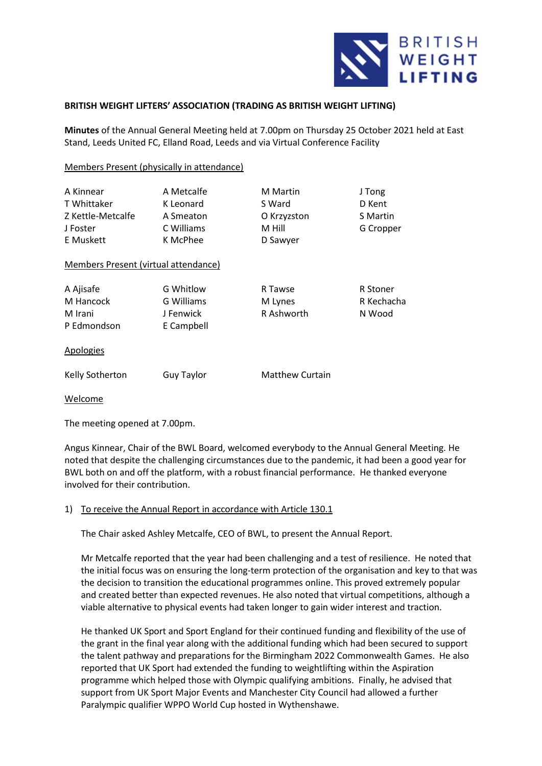**BRITISH WEIGHT LIFTERS' ASSOCIATION (TRADING AS BRITISH WEIGHT LIFTING)**

**Minutes** of the Annual General Meeting held at 7.00pm on Thursday 25 October 2021 held at East Stand, Leeds United FC, Elland Road, Leeds and via Virtual Conference Facility

Members Present (physically in attendance)

| | | | |
|---|---|---|---|
| A Kinnear | A Metcalfe | M Martin | J Tong |
| T Whittaker | K Leonard | S Ward | D Kent |
| Z Kettle-Metcalfe | A Smeaton | O Krzyzston | S Martin |
| J Foster | C Williams | M Hill | G Cropper |
| E Muskett | K McPhee | D Sawyer | |

Members Present (virtual attendance)

| | | | |
|---|---|---|---|
| A Ajisafe | G Whitlow | R Tawse | R Stoner |
| M Hancock | G Williams | M Lynes | R Kechacha |
| M Irani | J Fenwick | R Ashworth | N Wood |
| P Edmondson | E Campbell | | |

Apologies

| | | |
|---|---|---|
| Kelly Sotherton | Guy Taylor | Matthew Curtain |

Welcome

The meeting opened at 7.00pm.

Angus Kinnear, Chair of the BWL Board, welcomed everybody to the Annual General Meeting. He noted that despite the challenging circumstances due to the pandemic, it had been a good year for BWL both on and off the platform, with a robust financial performance. He thanked everyone involved for their contribution.

1) To receive the Annual Report in accordance with Article 130.1

The Chair asked Ashley Metcalfe, CEO of BWL, to present the Annual Report.

Mr Metcalfe reported that the year had been challenging and a test of resilience. He noted that the initial focus was on ensuring the long-term protection of the organisation and key to that was the decision to transition the educational programmes online. This proved extremely popular and created better than expected revenues. He also noted that virtual competitions, although a viable alternative to physical events had taken longer to gain wider interest and traction.

He thanked UK Sport and Sport England for their continued funding and flexibility of the use of the grant in the final year along with the additional funding which had been secured to support the talent pathway and preparations for the Birmingham 2022 Commonwealth Games. He also reported that UK Sport had extended the funding to weightlifting within the Aspiration programme which helped those with Olympic qualifying ambitions. Finally, he advised that support from UK Sport Major Events and Manchester City Council had allowed a further Paralympic qualifier WPPO World Cup hosted in Wythenshawe.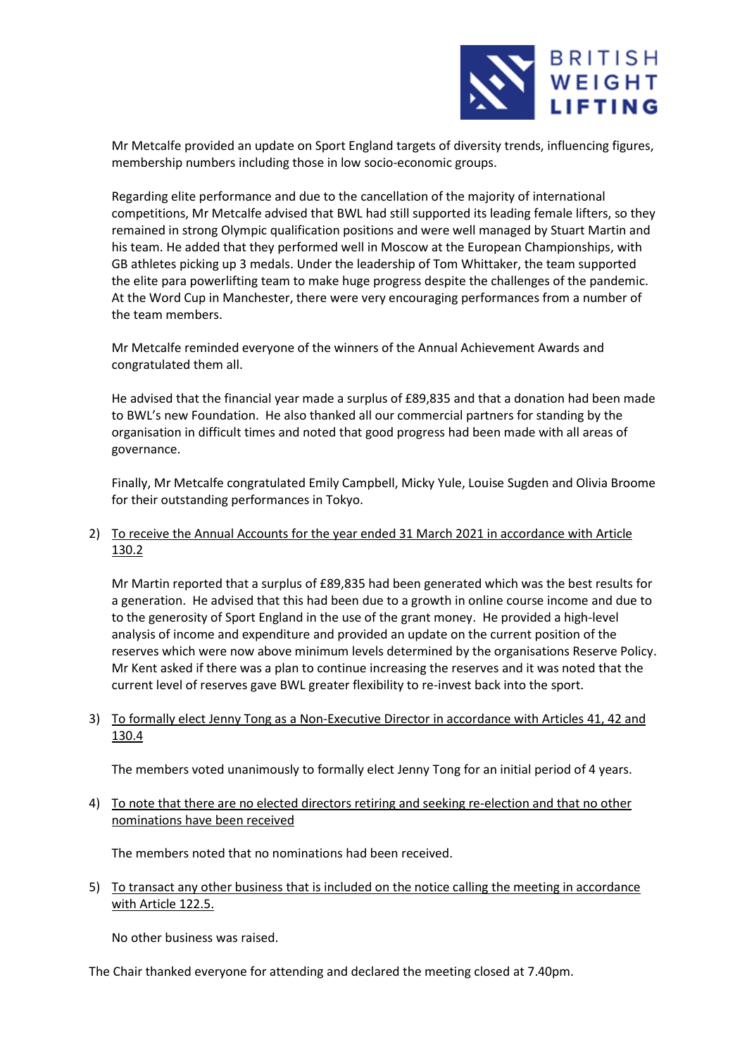Mr Metcalfe provided an update on Sport England targets of diversity trends, influencing figures, membership numbers including those in low socio-economic groups.

Regarding elite performance and due to the cancellation of the majority of international competitions, Mr Metcalfe advised that BWL had still supported its leading female lifters, so they remained in strong Olympic qualification positions and were well managed by Stuart Martin and his team. He added that they performed well in Moscow at the European Championships, with GB athletes picking up 3 medals. Under the leadership of Tom Whittaker, the team supported the elite para powerlifting team to make huge progress despite the challenges of the pandemic. At the Word Cup in Manchester, there were very encouraging performances from a number of the team members.

Mr Metcalfe reminded everyone of the winners of the Annual Achievement Awards and congratulated them all.

He advised that the financial year made a surplus of £89,835 and that a donation had been made to BWL's new Foundation. He also thanked all our commercial partners for standing by the organisation in difficult times and noted that good progress had been made with all areas of governance.

Finally, Mr Metcalfe congratulated Emily Campbell, Micky Yule, Louise Sugden and Olivia Broome for their outstanding performances in Tokyo.

2) <u>To receive the Annual Accounts for the year ended 31 March 2021 in accordance with Article 130.2</u>

   Mr Martin reported that a surplus of £89,835 had been generated which was the best results for a generation. He advised that this had been due to a growth in online course income and due to to the generosity of Sport England in the use of the grant money. He provided a high-level analysis of income and expenditure and provided an update on the current position of the reserves which were now above minimum levels determined by the organisations Reserve Policy. Mr Kent asked if there was a plan to continue increasing the reserves and it was noted that the current level of reserves gave BWL greater flexibility to re-invest back into the sport.

3) <u>To formally elect Jenny Tong as a Non-Executive Director in accordance with Articles 41, 42 and 130.4</u>

   The members voted unanimously to formally elect Jenny Tong for an initial period of 4 years.

4) <u>To note that there are no elected directors retiring and seeking re-election and that no other nominations have been received</u>

   The members noted that no nominations had been received.

5) <u>To transact any other business that is included on the notice calling the meeting in accordance with Article 122.5.</u>

   No other business was raised.

The Chair thanked everyone for attending and declared the meeting closed at 7.40pm.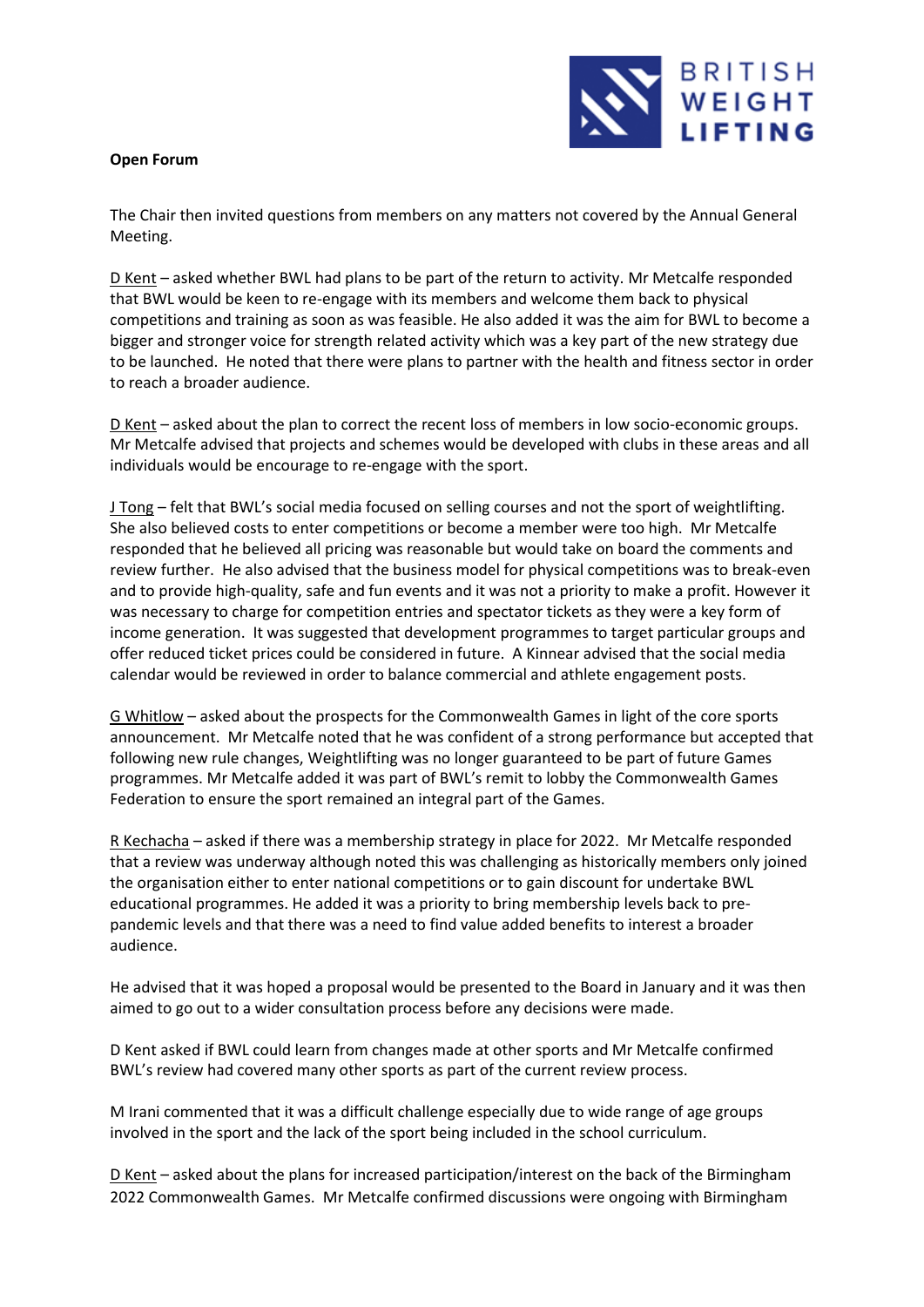**Open Forum**

The Chair then invited questions from members on any matters not covered by the Annual General Meeting.

D Kent – asked whether BWL had plans to be part of the return to activity. Mr Metcalfe responded that BWL would be keen to re-engage with its members and welcome them back to physical competitions and training as soon as was feasible. He also added it was the aim for BWL to become a bigger and stronger voice for strength related activity which was a key part of the new strategy due to be launched. He noted that there were plans to partner with the health and fitness sector in order to reach a broader audience.

D Kent – asked about the plan to correct the recent loss of members in low socio-economic groups. Mr Metcalfe advised that projects and schemes would be developed with clubs in these areas and all individuals would be encourage to re-engage with the sport.

J Tong – felt that BWL's social media focused on selling courses and not the sport of weightlifting. She also believed costs to enter competitions or become a member were too high. Mr Metcalfe responded that he believed all pricing was reasonable but would take on board the comments and review further. He also advised that the business model for physical competitions was to break-even and to provide high-quality, safe and fun events and it was not a priority to make a profit. However it was necessary to charge for competition entries and spectator tickets as they were a key form of income generation. It was suggested that development programmes to target particular groups and offer reduced ticket prices could be considered in future. A Kinnear advised that the social media calendar would be reviewed in order to balance commercial and athlete engagement posts.

G Whitlow – asked about the prospects for the Commonwealth Games in light of the core sports announcement. Mr Metcalfe noted that he was confident of a strong performance but accepted that following new rule changes, Weightlifting was no longer guaranteed to be part of future Games programmes. Mr Metcalfe added it was part of BWL's remit to lobby the Commonwealth Games Federation to ensure the sport remained an integral part of the Games.

R Kechacha – asked if there was a membership strategy in place for 2022. Mr Metcalfe responded that a review was underway although noted this was challenging as historically members only joined the organisation either to enter national competitions or to gain discount for undertake BWL educational programmes. He added it was a priority to bring membership levels back to pre-pandemic levels and that there was a need to find value added benefits to interest a broader audience.

He advised that it was hoped a proposal would be presented to the Board in January and it was then aimed to go out to a wider consultation process before any decisions were made.

D Kent asked if BWL could learn from changes made at other sports and Mr Metcalfe confirmed BWL's review had covered many other sports as part of the current review process.

M Irani commented that it was a difficult challenge especially due to wide range of age groups involved in the sport and the lack of the sport being included in the school curriculum.

D Kent – asked about the plans for increased participation/interest on the back of the Birmingham 2022 Commonwealth Games. Mr Metcalfe confirmed discussions were ongoing with Birmingham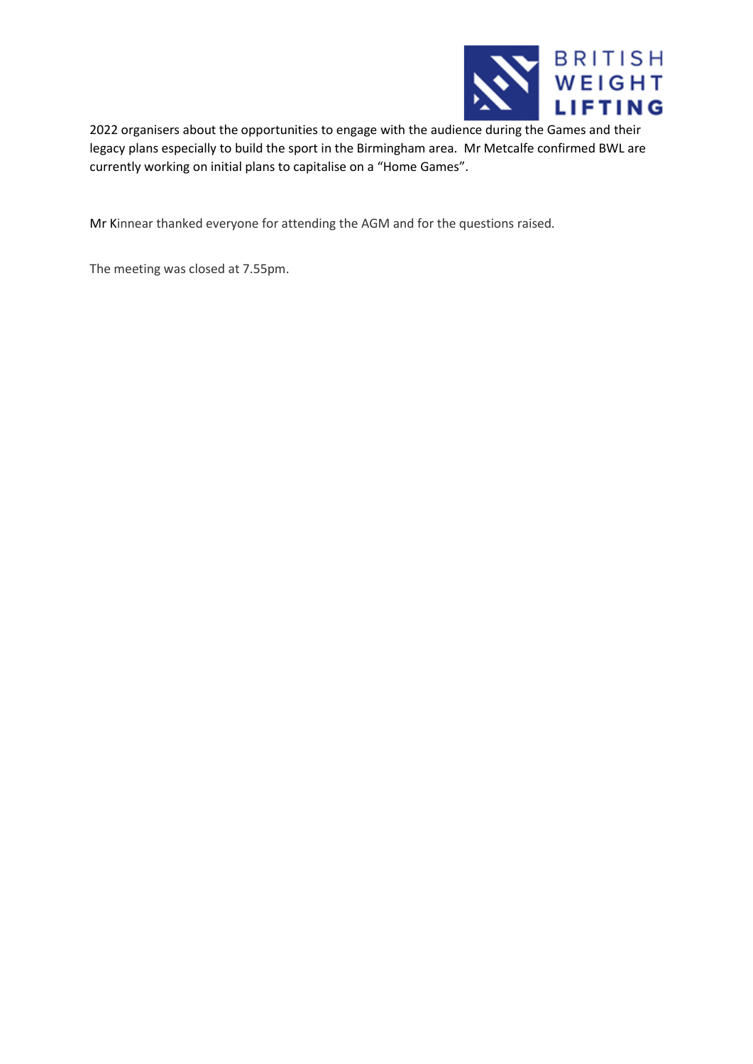2022 organisers about the opportunities to engage with the audience during the Games and their legacy plans especially to build the sport in the Birmingham area. Mr Metcalfe confirmed BWL are currently working on initial plans to capitalise on a "Home Games".

Mr Kinnear thanked everyone for attending the AGM and for the questions raised.

The meeting was closed at 7.55pm.